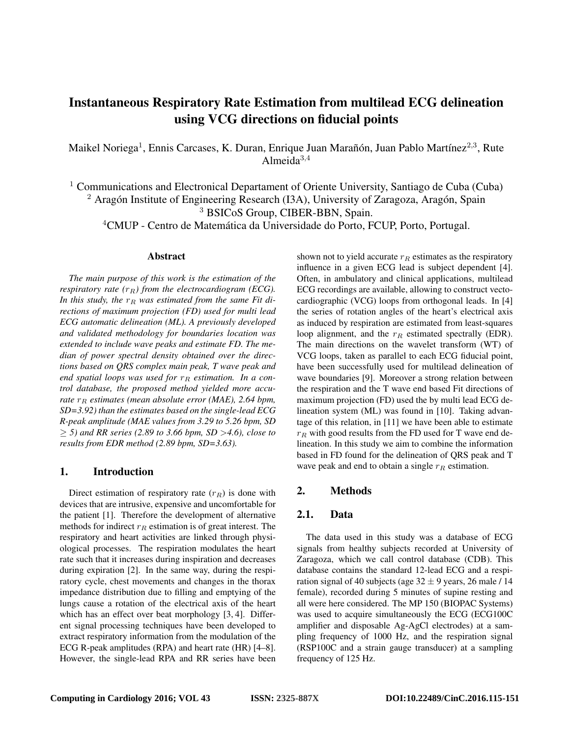# Instantaneous Respiratory Rate Estimation from multilead ECG delineation using VCG directions on fiducial points

Maikel Noriega[1], Ennis Carcases, K. Duran, Enrique Juan Marañón, Juan Pablo Martínez[2,3], Rute Almeida[3,4]

[1] Communications and Electronical Departament of Oriente University, Santiago de Cuba (Cuba)
[2] Aragón Institute of Engineering Research (I3A), University of Zaragoza, Aragón, Spain
[3] BSICoS Group, CIBER-BBN, Spain.
[4]CMUP - Centro de Matemática da Universidade do Porto, FCUP, Porto, Portugal.

## Abstract

*The main purpose of this work is the estimation of the respiratory rate ($r_R$) from the electrocardiogram (ECG). In this study, the $r_R$ was estimated from the same Fit directions of maximum projection (FD) used for multi lead ECG automatic delineation (ML). A previously developed and validated methodology for boundaries location was extended to include wave peaks and estimate FD. The median of power spectral density obtained over the directions based on QRS complex main peak, T wave peak and end spatial loops was used for $r_R$ estimation. In a control database, the proposed method yielded more accurate $r_R$ estimates (mean absolute error (MAE), 2.64 bpm, SD=3.92) than the estimates based on the single-lead ECG R-peak amplitude (MAE values from 3.29 to 5.26 bpm, SD $\geq$ 5) and RR series (2.89 to 3.66 bpm, SD >4.6), close to results from EDR method (2.89 bpm, SD=3.63).*

## 1. Introduction

Direct estimation of respiratory rate ($r_R$) is done with devices that are intrusive, expensive and uncomfortable for the patient [1]. Therefore the development of alternative methods for indirect $r_R$ estimation is of great interest. The respiratory and heart activities are linked through physiological processes. The respiration modulates the heart rate such that it increases during inspiration and decreases during expiration [2]. In the same way, during the respiratory cycle, chest movements and changes in the thorax impedance distribution due to filling and emptying of the lungs cause a rotation of the electrical axis of the heart which has an effect over beat morphology [3, 4]. Different signal processing techniques have been developed to extract respiratory information from the modulation of the ECG R-peak amplitudes (RPA) and heart rate (HR) [4–8]. However, the single-lead RPA and RR series have been shown not to yield accurate $r_R$ estimates as the respiratory influence in a given ECG lead is subject dependent [4]. Often, in ambulatory and clinical applications, multilead ECG recordings are available, allowing to construct vectocardiographic (VCG) loops from orthogonal leads. In [4] the series of rotation angles of the heart's electrical axis as induced by respiration are estimated from least-squares loop alignment, and the $r_R$ estimated spectrally (EDR). The main directions on the wavelet transform (WT) of VCG loops, taken as parallel to each ECG fiducial point, have been successfully used for multilead delineation of wave boundaries [9]. Moreover a strong relation between the respiration and the T wave end based Fit directions of maximum projection (FD) used the by multi lead ECG delineation system (ML) was found in [10]. Taking advantage of this relation, in [11] we have been able to estimate $r_R$ with good results from the FD used for T wave end delineation. In this study we aim to combine the information based in FD found for the delineation of QRS peak and T wave peak and end to obtain a single $r_R$ estimation.

## 2. Methods

### 2.1. Data

The data used in this study was a database of ECG signals from healthy subjects recorded at University of Zaragoza, which we call control database (CDB). This database contains the standard 12-lead ECG and a respiration signal of 40 subjects (age $32 \pm 9$ years, 26 male / 14 female), recorded during 5 minutes of supine resting and all were here considered. The MP 150 (BIOPAC Systems) was used to acquire simultaneously the ECG (ECG100C amplifier and disposable Ag-AgCl electrodes) at a sampling frequency of 1000 Hz, and the respiration signal (RSP100C and a strain gauge transducer) at a sampling frequency of 125 Hz.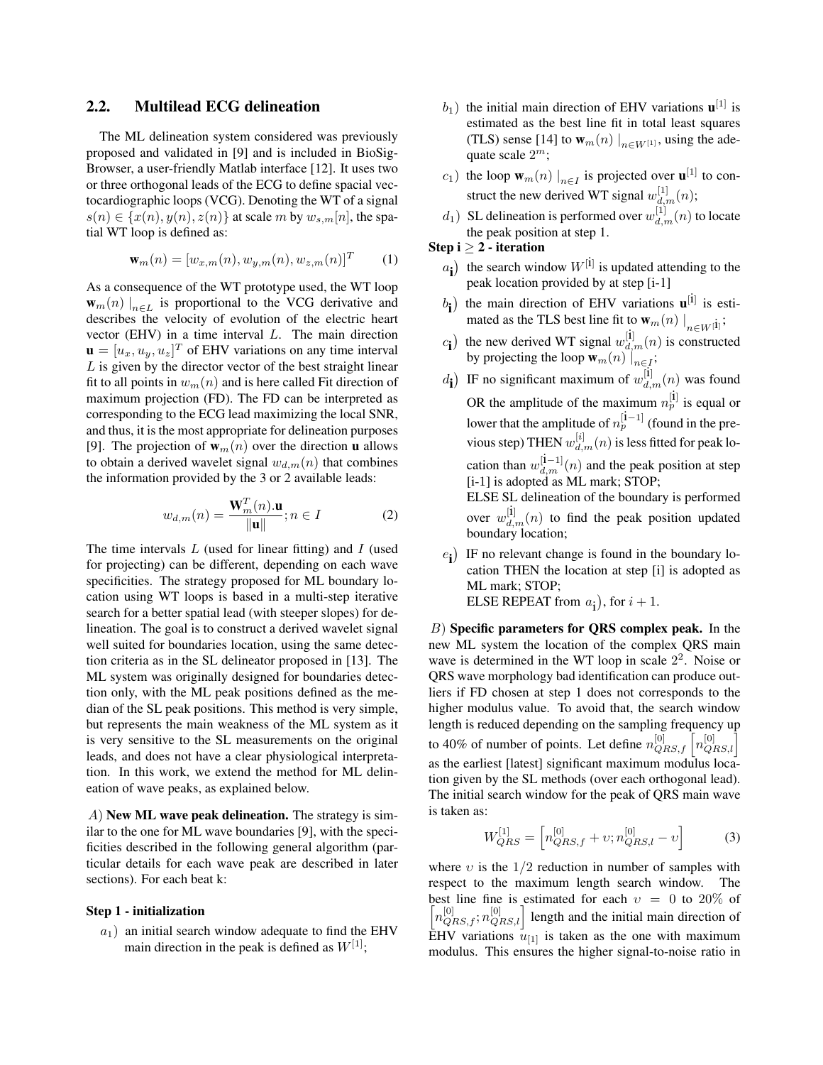## 2.2. Multilead ECG delineation

The ML delineation system considered was previously proposed and validated in [9] and is included in BioSigBrowser, a user-friendly Matlab interface [12]. It uses two or three orthogonal leads of the ECG to define spacial vectocardiographic loops (VCG). Denoting the WT of a signal $s(n) \in \{x(n), y(n), z(n)\}$ at scale $m$ by $w_{s,m}[n]$, the spatial WT loop is defined as:

$$\mathbf{w}_m(n) = [w_{x,m}(n), w_{y,m}(n), w_{z,m}(n)]^T \tag{1}$$

As a consequence of the WT prototype used, the WT loop $\mathbf{w}_m(n)\mid_{n\in L}$ is proportional to the VCG derivative and describes the velocity of evolution of the electric heart vector (EHV) in a time interval $L$. The main direction $\mathbf{u} = [u_x, u_y, u_z]^T$ of EHV variations on any time interval $L$ is given by the director vector of the best straight linear fit to all points in $w_m(n)$ and is here called Fit direction of maximum projection (FD). The FD can be interpreted as corresponding to the ECG lead maximizing the local SNR, and thus, it is the most appropriate for delineation purposes [9]. The projection of $\mathbf{w}_m(n)$ over the direction $\mathbf{u}$ allows to obtain a derived wavelet signal $w_{d,m}(n)$ that combines the information provided by the 3 or 2 available leads:

$$w_{d,m}(n) = \frac{\mathbf{W}_m^T(n).\mathbf{u}}{\|\mathbf{u}\|}; n \in I \tag{2}$$

The time intervals $L$ (used for linear fitting) and $I$ (used for projecting) can be different, depending on each wave specificities. The strategy proposed for ML boundary location using WT loops is based in a multi-step iterative search for a better spatial lead (with steeper slopes) for delineation. The goal is to construct a derived wavelet signal well suited for boundaries location, using the same detection criteria as in the SL delineator proposed in [13]. The ML system was originally designed for boundaries detection only, with the ML peak positions defined as the median of the SL peak positions. This method is very simple, but represents the main weakness of the ML system as it is very sensitive to the SL measurements on the original leads, and does not have a clear physiological interpretation. In this work, we extend the method for ML delineation of wave peaks, as explained below.

*A)* **New ML wave peak delineation.** The strategy is similar to the one for ML wave boundaries [9], with the specificities described in the following general algorithm (particular details for each wave peak are described in later sections). For each beat k:

**Step 1 - initialization**

- $a_1$) an initial search window adequate to find the EHV main direction in the peak is defined as $W^{[1]}$;
- $b_1$) the initial main direction of EHV variations $\mathbf{u}^{[1]}$ is estimated as the best line fit in total least squares (TLS) sense [14] to $\mathbf{w}_m(n)\mid_{n\in W^{[1]}}$, using the adequate scale $2^m$;
- $c_1$) the loop $\mathbf{w}_m(n)\mid_{n\in I}$ is projected over $\mathbf{u}^{[1]}$ to construct the new derived WT signal $w_{d,m}^{[1]}(n)$;
- $d_1$) SL delineation is performed over $w_{d,m}^{[1]}(n)$ to locate the peak position at step 1.

**Step i $\geq$ 2 - iteration**

- $a_{\mathbf{i}}$) the search window $W^{[\mathbf{i}]}$ is updated attending to the peak location provided by at step [i-1]
- $b_{\mathbf{i}}$) the main direction of EHV variations $\mathbf{u}^{[\mathbf{i}]}$ is estimated as the TLS best line fit to $\mathbf{w}_m(n)\mid_{n\in W^{[\mathbf{i}]}}$;
- $c_{\mathbf{i}}$) the new derived WT signal $w_{d,m}^{[\mathbf{i}]}(n)$ is constructed by projecting the loop $\mathbf{w}_m(n)\mid_{n\in I}$;
- $d_{\mathbf{i}}$) IF no significant maximum of $w_{d,m}^{[\mathbf{i}]}(n)$ was found OR the amplitude of the maximum $n_p^{[\mathbf{i}]}$ is equal or lower that the amplitude of $n_p^{[\mathbf{i}-1]}$ (found in the previous step) THEN $w_{d,m}^{[i]}(n)$ is less fitted for peak location than $w_{d,m}^{[\mathbf{i}-1]}(n)$ and the peak position at step [i-1] is adopted as ML mark; STOP;
  ELSE SL delineation of the boundary is performed over $w_{d,m}^{[\mathbf{i}]}(n)$ to find the peak position updated boundary location;
- $e_{\mathbf{i}}$) IF no relevant change is found in the boundary location THEN the location at step [i] is adopted as ML mark; STOP;
  ELSE REPEAT from $a_{\mathbf{i}}$), for $i + 1$.

*B)* **Specific parameters for QRS complex peak.** In the new ML system the location of the complex QRS main wave is determined in the WT loop in scale $2^2$. Noise or QRS wave morphology bad identification can produce outliers if FD chosen at step 1 does not corresponds to the higher modulus value. To avoid that, the search window length is reduced depending on the sampling frequency up to 40% of number of points. Let define $n_{QRS,f}^{[0]}$ $\left[n_{QRS,l}^{[0]}\right]$ as the earliest [latest] significant maximum modulus location given by the SL methods (over each orthogonal lead). The initial search window for the peak of QRS main wave is taken as:

$$W_{QRS}^{[1]} = \left[n_{QRS,f}^{[0]} + \upsilon; n_{QRS,l}^{[0]} - \upsilon\right] \tag{3}$$

where $\upsilon$ is the $1/2$ reduction in number of samples with respect to the maximum length search window. The best line fine is estimated for each $\upsilon = 0$ to $20\%$ of $\left[n_{QRS,f}^{[0]}; n_{QRS,l}^{[0]}\right]$ length and the initial main direction of EHV variations $u_{[1]}$ is taken as the one with maximum modulus. This ensures the higher signal-to-noise ratio in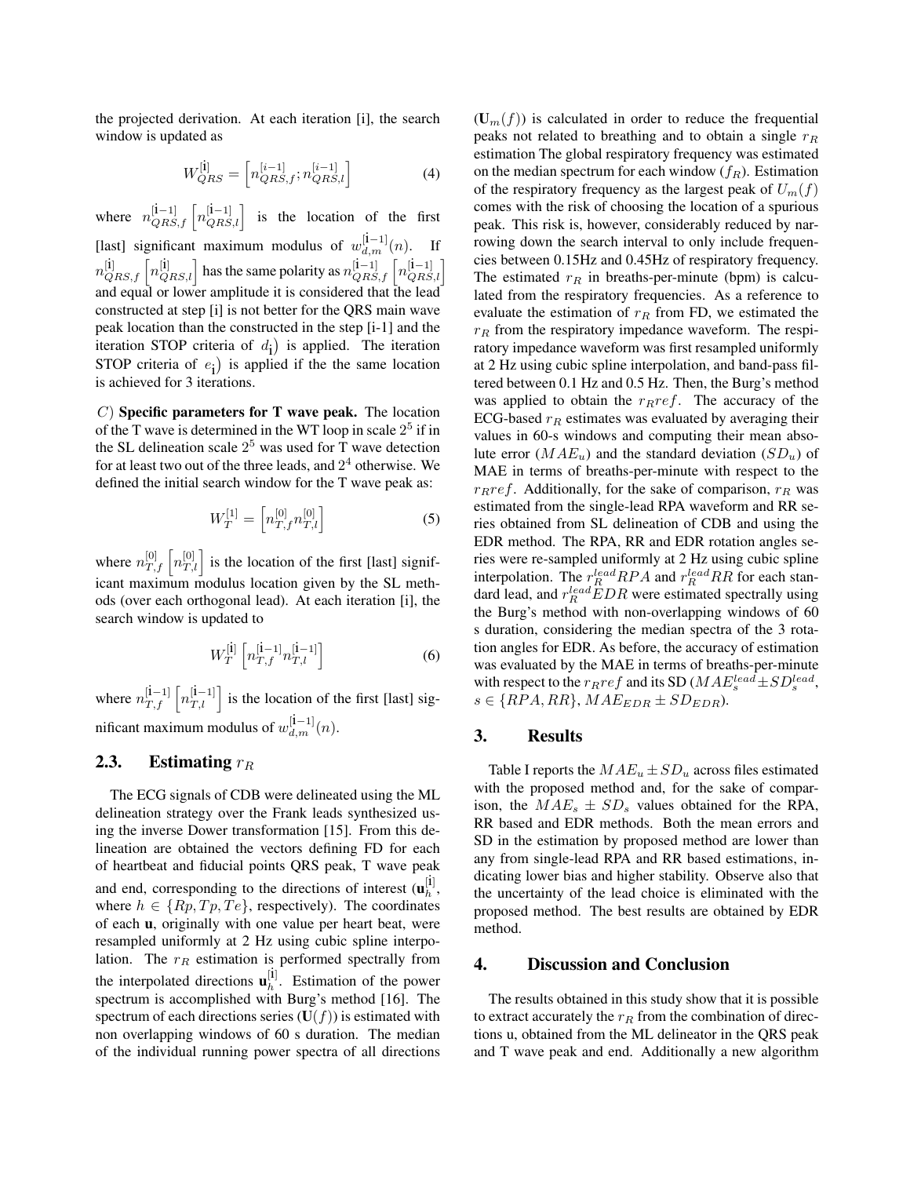the projected derivation. At each iteration [i], the search window is updated as

$$W^{[\mathbf{i}]}_{QRS} = \left[n^{[i-1]}_{QRS,f}; n^{[i-1]}_{QRS,l}\right] \quad (4)$$

where $n^{[\mathbf{i}-1]}_{QRS,f}\left[n^{[\mathbf{i}-1]}_{QRS,l}\right]$ is the location of the first [last] significant maximum modulus of $w^{[\mathbf{i}-1]}_{d,m}(n)$. If $n^{[\mathbf{i}]}_{QRS,f}\left[n^{[\mathbf{i}]}_{QRS,l}\right]$ has the same polarity as $n^{[\mathbf{i}-1]}_{QRS,f}\left[n^{[\mathbf{i}-1]}_{QRS,l}\right]$ and equal or lower amplitude it is considered that the lead constructed at step [i] is not better for the QRS main wave peak location than the constructed in the step [i-1] and the iteration STOP criteria of $d_{\mathbf{i}})$ is applied. The iteration STOP criteria of $e_{\mathbf{i}})$ is applied if the the same location is achieved for 3 iterations.

$C$) **Specific parameters for T wave peak.** The location of the T wave is determined in the WT loop in scale $2^5$ if in the SL delineation scale $2^5$ was used for T wave detection for at least two out of the three leads, and $2^4$ otherwise. We defined the initial search window for the T wave peak as:

$$W^{[1]}_{T} = \left[n^{[0]}_{T,f} n^{[0]}_{T,l}\right] \quad (5)$$

where $n^{[0]}_{T,f}\left[n^{[0]}_{T,l}\right]$ is the location of the first [last] significant maximum modulus location given by the SL methods (over each orthogonal lead). At each iteration [i], the search window is updated to

$$W^{[\mathbf{i}]}_{T}\left[n^{[\mathbf{i}-1]}_{T,f} n^{[\mathbf{i}-1]}_{T,l}\right] \quad (6)$$

where $n^{[\mathbf{i}-1]}_{T,f}\left[n^{[\mathbf{i}-1]}_{T,l}\right]$ is the location of the first [last] significant maximum modulus of $w^{[\mathbf{i}-1]}_{d,m}(n)$.

## 2.3. Estimating $r_R$

The ECG signals of CDB were delineated using the ML delineation strategy over the Frank leads synthesized using the inverse Dower transformation [15]. From this delineation are obtained the vectors defining FD for each of heartbeat and fiducial points QRS peak, T wave peak and end, corresponding to the directions of interest ($\mathbf{u}^{[\mathbf{i}]}_{h}$, where $h \in \{Rp, Tp, Te\}$, respectively). The coordinates of each $\mathbf{u}$, originally with one value per heart beat, were resampled uniformly at 2 Hz using cubic spline interpolation. The $r_R$ estimation is performed spectrally from the interpolated directions $\mathbf{u}^{[\mathbf{i}]}_{h}$. Estimation of the power spectrum is accomplished with Burg's method [16]. The spectrum of each directions series ($\mathbf{U}(f)$) is estimated with non overlapping windows of 60 s duration. The median of the individual running power spectra of all directions ($\mathbf{U}_m(f)$) is calculated in order to reduce the frequential peaks not related to breathing and to obtain a single $r_R$ estimation The global respiratory frequency was estimated on the median spectrum for each window ($f_R$). Estimation of the respiratory frequency as the largest peak of $U_m(f)$ comes with the risk of choosing the location of a spurious peak. This risk is, however, considerably reduced by narrowing down the search interval to only include frequencies between 0.15Hz and 0.45Hz of respiratory frequency. The estimated $r_R$ in breaths-per-minute (bpm) is calculated from the respiratory frequencies. As a reference to evaluate the estimation of $r_R$ from FD, we estimated the $r_R$ from the respiratory impedance waveform. The respiratory impedance waveform was first resampled uniformly at 2 Hz using cubic spline interpolation, and band-pass filtered between 0.1 Hz and 0.5 Hz. Then, the Burg's method was applied to obtain the $r_R ref$. The accuracy of the ECG-based $r_R$ estimates was evaluated by averaging their values in 60-s windows and computing their mean absolute error ($MAE_u$) and the standard deviation ($SD_u$) of MAE in terms of breaths-per-minute with respect to the $r_R ref$. Additionally, for the sake of comparison, $r_R$ was estimated from the single-lead RPA waveform and RR series obtained from SL delineation of CDB and using the EDR method. The RPA, RR and EDR rotation angles series were re-sampled uniformly at 2 Hz using cubic spline interpolation. The $r^{lead}_R RPA$ and $r^{lead}_R RR$ for each standard lead, and $r^{lead}_R EDR$ were estimated spectrally using the Burg's method with non-overlapping windows of 60 s duration, considering the median spectra of the 3 rotation angles for EDR. As before, the accuracy of estimation was evaluated by the MAE in terms of breaths-per-minute with respect to the $r_R ref$ and its SD ($MAE^{lead}_s \pm SD^{lead}_s$, $s \in \{RPA, RR\}$, $MAE_{EDR} \pm SD_{EDR}$).

## 3. Results

Table I reports the $MAE_u \pm SD_u$ across files estimated with the proposed method and, for the sake of comparison, the $MAE_s \pm SD_s$ values obtained for the RPA, RR based and EDR methods. Both the mean errors and SD in the estimation by proposed method are lower than any from single-lead RPA and RR based estimations, indicating lower bias and higher stability. Observe also that the uncertainty of the lead choice is eliminated with the proposed method. The best results are obtained by EDR method.

## 4. Discussion and Conclusion

The results obtained in this study show that it is possible to extract accurately the $r_R$ from the combination of directions u, obtained from the ML delineator in the QRS peak and T wave peak and end. Additionally a new algorithm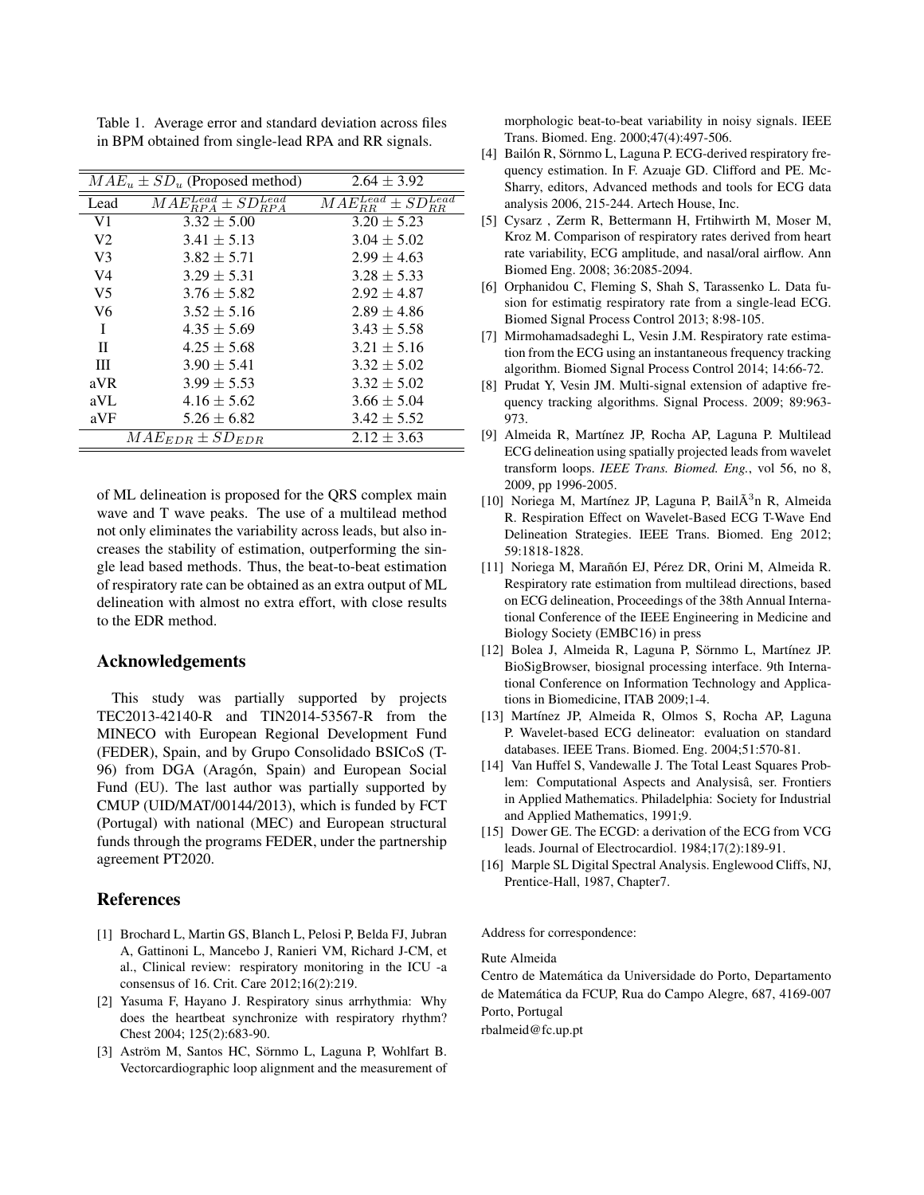Table 1. Average error and standard deviation across files in BPM obtained from single-lead RPA and RR signals.

| $MAE_u \pm SD_u$ (Proposed method) | | $2.64 \pm 3.92$ |
|---|---|---|
| Lead | $MAE_{RPA}^{Lead} \pm SD_{RPA}^{Lead}$ | $MAE_{RR}^{Lead} \pm SD_{RR}^{Lead}$ |
| V1 | $3.32 \pm 5.00$ | $3.20 \pm 5.23$ |
| V2 | $3.41 \pm 5.13$ | $3.04 \pm 5.02$ |
| V3 | $3.82 \pm 5.71$ | $2.99 \pm 4.63$ |
| V4 | $3.29 \pm 5.31$ | $3.28 \pm 5.33$ |
| V5 | $3.76 \pm 5.82$ | $2.92 \pm 4.87$ |
| V6 | $3.52 \pm 5.16$ | $2.89 \pm 4.86$ |
| I | $4.35 \pm 5.69$ | $3.43 \pm 5.58$ |
| II | $4.25 \pm 5.68$ | $3.21 \pm 5.16$ |
| III | $3.90 \pm 5.41$ | $3.32 \pm 5.02$ |
| aVR | $3.99 \pm 5.53$ | $3.32 \pm 5.02$ |
| aVL | $4.16 \pm 5.62$ | $3.66 \pm 5.04$ |
| aVF | $5.26 \pm 6.82$ | $3.42 \pm 5.52$ |
| $MAE_{EDR} \pm SD_{EDR}$ | | $2.12 \pm 3.63$ |

of ML delineation is proposed for the QRS complex main wave and T wave peaks. The use of a multilead method not only eliminates the variability across leads, but also increases the stability of estimation, outperforming the single lead based methods. Thus, the beat-to-beat estimation of respiratory rate can be obtained as an extra output of ML delineation with almost no extra effort, with close results to the EDR method.

## Acknowledgements

This study was partially supported by projects TEC2013-42140-R and TIN2014-53567-R from the MINECO with European Regional Development Fund (FEDER), Spain, and by Grupo Consolidado BSICoS (T-96) from DGA (Aragón, Spain) and European Social Fund (EU). The last author was partially supported by CMUP (UID/MAT/00144/2013), which is funded by FCT (Portugal) with national (MEC) and European structural funds through the programs FEDER, under the partnership agreement PT2020.

## References

[1] Brochard L, Martin GS, Blanch L, Pelosi P, Belda FJ, Jubran A, Gattinoni L, Mancebo J, Ranieri VM, Richard J-CM, et al., Clinical review: respiratory monitoring in the ICU -a consensus of 16. Crit. Care 2012;16(2):219.

[2] Yasuma F, Hayano J. Respiratory sinus arrhythmia: Why does the heartbeat synchronize with respiratory rhythm? Chest 2004; 125(2):683-90.

[3] Aström M, Santos HC, Sörnmo L, Laguna P, Wohlfart B. Vectorcardiographic loop alignment and the measurement of morphologic beat-to-beat variability in noisy signals. IEEE Trans. Biomed. Eng. 2000;47(4):497-506.

[4] Bailón R, Sörnmo L, Laguna P. ECG-derived respiratory frequency estimation. In F. Azuaje GD. Clifford and PE. McSharry, editors, Advanced methods and tools for ECG data analysis 2006, 215-244. Artech House, Inc.

[5] Cysarz , Zerm R, Bettermann H, Frtihwirth M, Moser M, Kroz M. Comparison of respiratory rates derived from heart rate variability, ECG amplitude, and nasal/oral airflow. Ann Biomed Eng. 2008; 36:2085-2094.

[6] Orphanidou C, Fleming S, Shah S, Tarassenko L. Data fusion for estimatig respiratory rate from a single-lead ECG. Biomed Signal Process Control 2013; 8:98-105.

[7] Mirmohamadsadeghi L, Vesin J.M. Respiratory rate estimation from the ECG using an instantaneous frequency tracking algorithm. Biomed Signal Process Control 2014; 14:66-72.

[8] Prudat Y, Vesin JM. Multi-signal extension of adaptive frequency tracking algorithms. Signal Process. 2009; 89:963-973.

[9] Almeida R, Martínez JP, Rocha AP, Laguna P. Multilead ECG delineation using spatially projected leads from wavelet transform loops. *IEEE Trans. Biomed. Eng.*, vol 56, no 8, 2009, pp 1996-2005.

[10] Noriega M, Martínez JP, Laguna P, BailÃ³n R, Almeida R. Respiration Effect on Wavelet-Based ECG T-Wave End Delineation Strategies. IEEE Trans. Biomed. Eng 2012; 59:1818-1828.

[11] Noriega M, Marañón EJ, Pérez DR, Orini M, Almeida R. Respiratory rate estimation from multilead directions, based on ECG delineation, Proceedings of the 38th Annual International Conference of the IEEE Engineering in Medicine and Biology Society (EMBC16) in press

[12] Bolea J, Almeida R, Laguna P, Sörnmo L, Martínez JP. BioSigBrowser, biosignal processing interface. 9th International Conference on Information Technology and Applications in Biomedicine, ITAB 2009;1-4.

[13] Martínez JP, Almeida R, Olmos S, Rocha AP, Laguna P. Wavelet-based ECG delineator: evaluation on standard databases. IEEE Trans. Biomed. Eng. 2004;51:570-81.

[14] Van Huffel S, Vandewalle J. The Total Least Squares Problem: Computational Aspects and Analysisâ, ser. Frontiers in Applied Mathematics. Philadelphia: Society for Industrial and Applied Mathematics, 1991;9.

[15] Dower GE. The ECGD: a derivation of the ECG from VCG leads. Journal of Electrocardiol. 1984;17(2):189-91.

[16] Marple SL Digital Spectral Analysis. Englewood Cliffs, NJ, Prentice-Hall, 1987, Chapter7.

Address for correspondence:

Rute Almeida

Centro de Matemática da Universidade do Porto, Departamento de Matemática da FCUP, Rua do Campo Alegre, 687, 4169-007 Porto, Portugal

rbalmeid@fc.up.pt